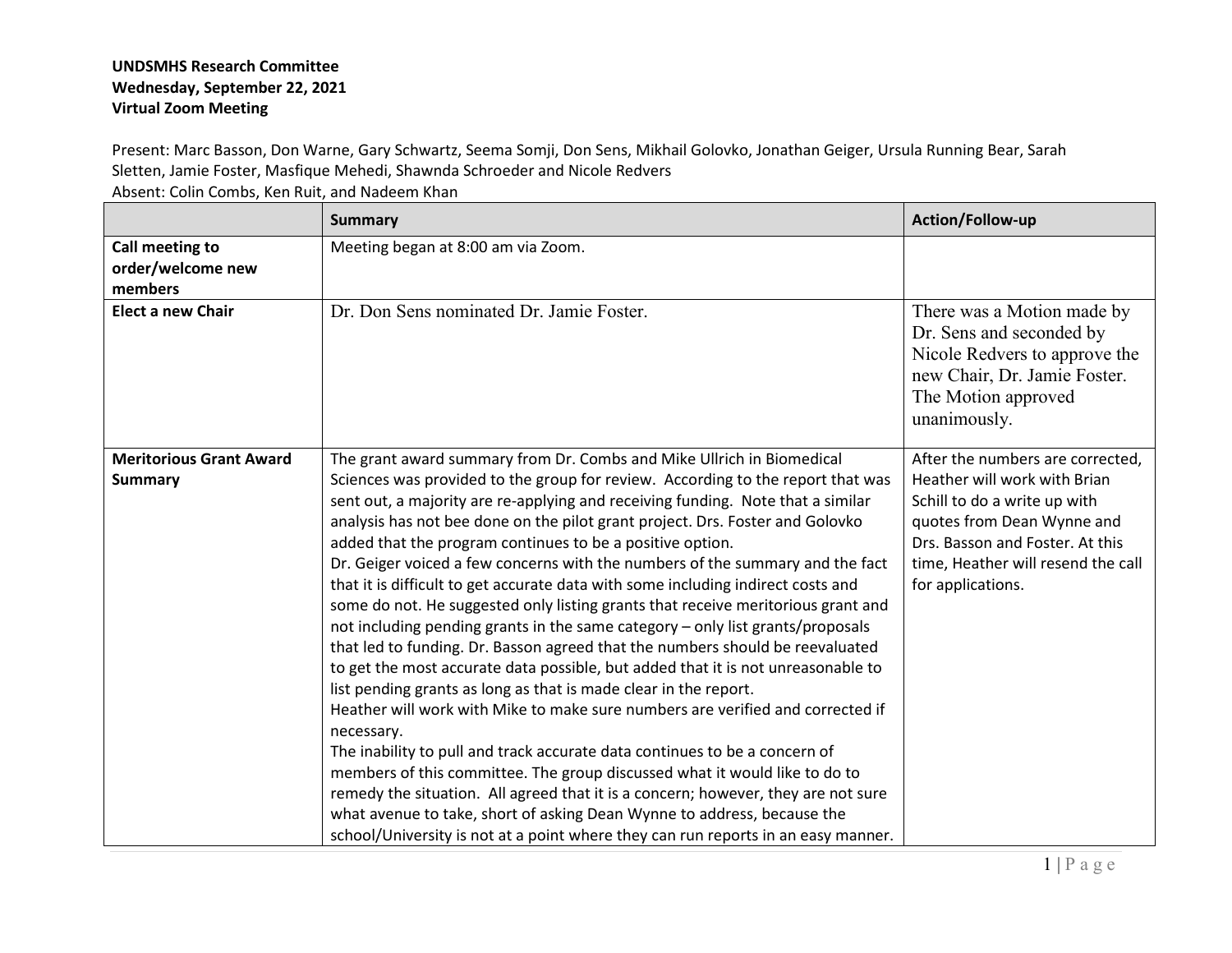**UNDSMHS Research Committee**
**Wednesday, September 22, 2021**
**Virtual Zoom Meeting**

Present: Marc Basson, Don Warne, Gary Schwartz, Seema Somji, Don Sens, Mikhail Golovko, Jonathan Geiger, Ursula Running Bear, Sarah Sletten, Jamie Foster, Masfique Mehedi, Shawnda Schroeder and Nicole Redvers
Absent: Colin Combs, Ken Ruit, and Nadeem Khan

| | Summary | Action/Follow-up |
|---|---|---|
| **Call meeting to order/welcome new members** | Meeting began at 8:00 am via Zoom. | |
| **Elect a new Chair** | Dr. Don Sens nominated Dr. Jamie Foster. | There was a Motion made by Dr. Sens and seconded by Nicole Redvers to approve the new Chair, Dr. Jamie Foster. The Motion approved unanimously. |
| **Meritorious Grant Award Summary** | The grant award summary from Dr. Combs and Mike Ullrich in Biomedical Sciences was provided to the group for review. According to the report that was sent out, a majority are re-applying and receiving funding. Note that a similar analysis has not bee done on the pilot grant project. Drs. Foster and Golovko added that the program continues to be a positive option.<br>Dr. Geiger voiced a few concerns with the numbers of the summary and the fact that it is difficult to get accurate data with some including indirect costs and some do not. He suggested only listing grants that receive meritorious grant and not including pending grants in the same category – only list grants/proposals that led to funding. Dr. Basson agreed that the numbers should be reevaluated to get the most accurate data possible, but added that it is not unreasonable to list pending grants as long as that is made clear in the report.<br>Heather will work with Mike to make sure numbers are verified and corrected if necessary.<br>The inability to pull and track accurate data continues to be a concern of members of this committee. The group discussed what it would like to do to remedy the situation. All agreed that it is a concern; however, they are not sure what avenue to take, short of asking Dean Wynne to address, because the school/University is not at a point where they can run reports in an easy manner. | After the numbers are corrected, Heather will work with Brian Schill to do a write up with quotes from Dean Wynne and Drs. Basson and Foster. At this time, Heather will resend the call for applications. |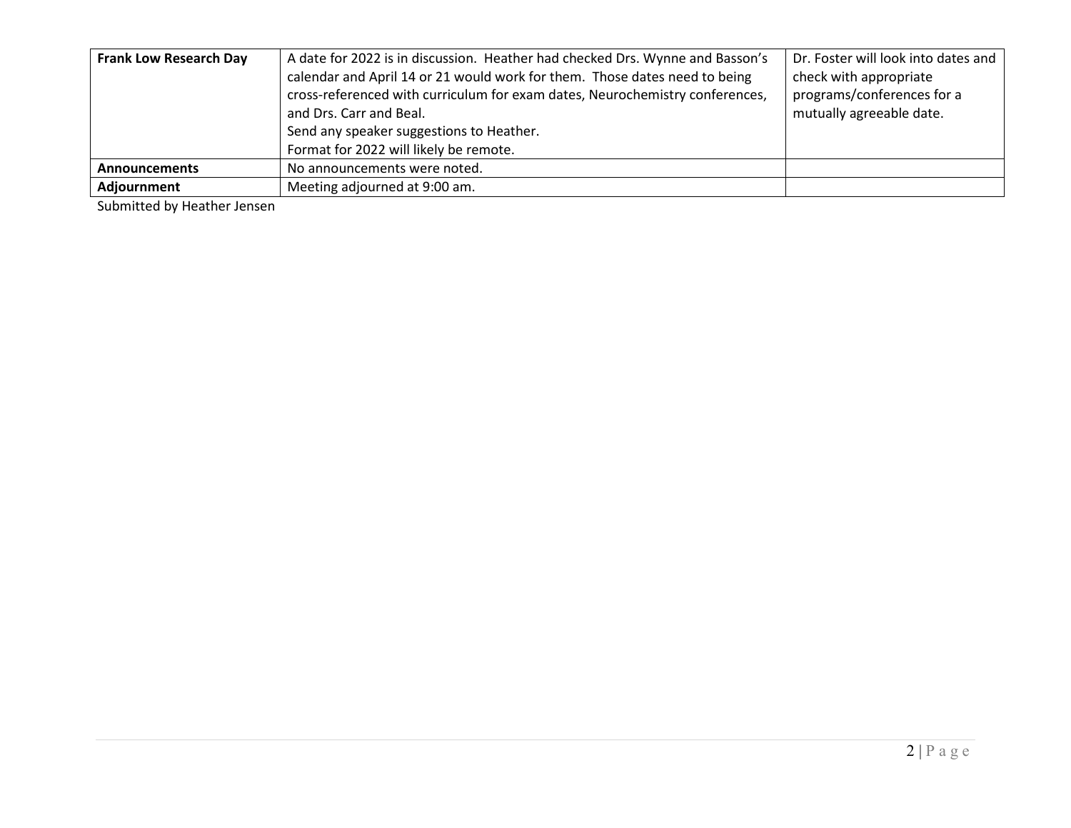| | | |
|---|---|---|
| **Frank Low Research Day** | A date for 2022 is in discussion. Heather had checked Drs. Wynne and Basson's calendar and April 14 or 21 would work for them. Those dates need to being cross-referenced with curriculum for exam dates, Neurochemistry conferences, and Drs. Carr and Beal.<br>Send any speaker suggestions to Heather.<br>Format for 2022 will likely be remote. | Dr. Foster will look into dates and check with appropriate programs/conferences for a mutually agreeable date. |
| **Announcements** | No announcements were noted. | |
| **Adjournment** | Meeting adjourned at 9:00 am. | |

Submitted by Heather Jensen